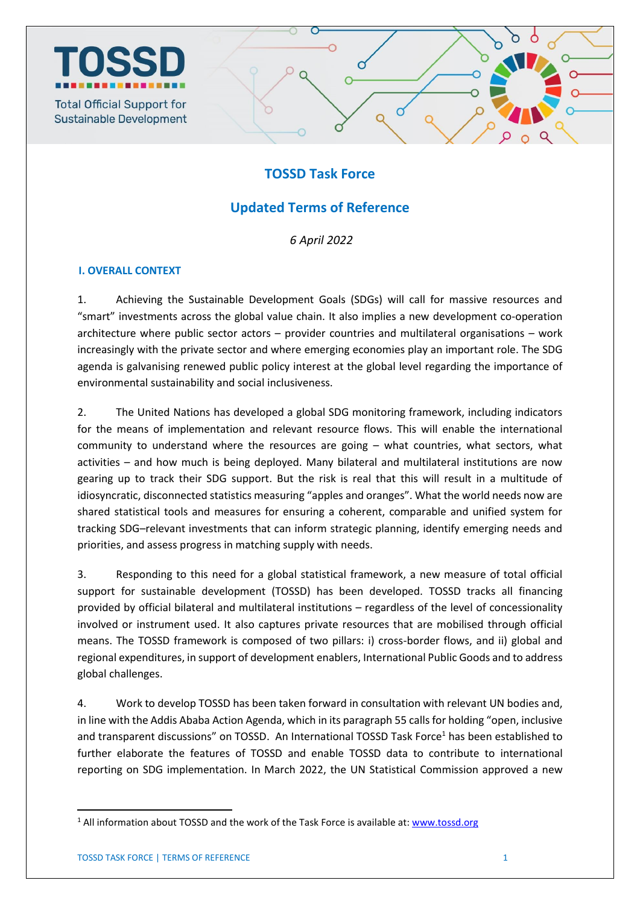TOSSD

Total Official Support for Sustainable Development

# TOSSD Task Force

## Updated Terms of Reference

*6 April 2022*

### I. OVERALL CONTEXT

1. Achieving the Sustainable Development Goals (SDGs) will call for massive resources and "smart" investments across the global value chain. It also implies a new development co-operation architecture where public sector actors – provider countries and multilateral organisations – work increasingly with the private sector and where emerging economies play an important role. The SDG agenda is galvanising renewed public policy interest at the global level regarding the importance of environmental sustainability and social inclusiveness.

2. The United Nations has developed a global SDG monitoring framework, including indicators for the means of implementation and relevant resource flows. This will enable the international community to understand where the resources are going – what countries, what sectors, what activities – and how much is being deployed. Many bilateral and multilateral institutions are now gearing up to track their SDG support. But the risk is real that this will result in a multitude of idiosyncratic, disconnected statistics measuring "apples and oranges". What the world needs now are shared statistical tools and measures for ensuring a coherent, comparable and unified system for tracking SDG–relevant investments that can inform strategic planning, identify emerging needs and priorities, and assess progress in matching supply with needs.

3. Responding to this need for a global statistical framework, a new measure of total official support for sustainable development (TOSSD) has been developed. TOSSD tracks all financing provided by official bilateral and multilateral institutions – regardless of the level of concessionality involved or instrument used. It also captures private resources that are mobilised through official means. The TOSSD framework is composed of two pillars: i) cross-border flows, and ii) global and regional expenditures, in support of development enablers, International Public Goods and to address global challenges.

4. Work to develop TOSSD has been taken forward in consultation with relevant UN bodies and, in line with the Addis Ababa Action Agenda, which in its paragraph 55 calls for holding "open, inclusive and transparent discussions" on TOSSD. An International TOSSD Task Force[1] has been established to further elaborate the features of TOSSD and enable TOSSD data to contribute to international reporting on SDG implementation. In March 2022, the UN Statistical Commission approved a new

[1] All information about TOSSD and the work of the Task Force is available at: www.tossd.org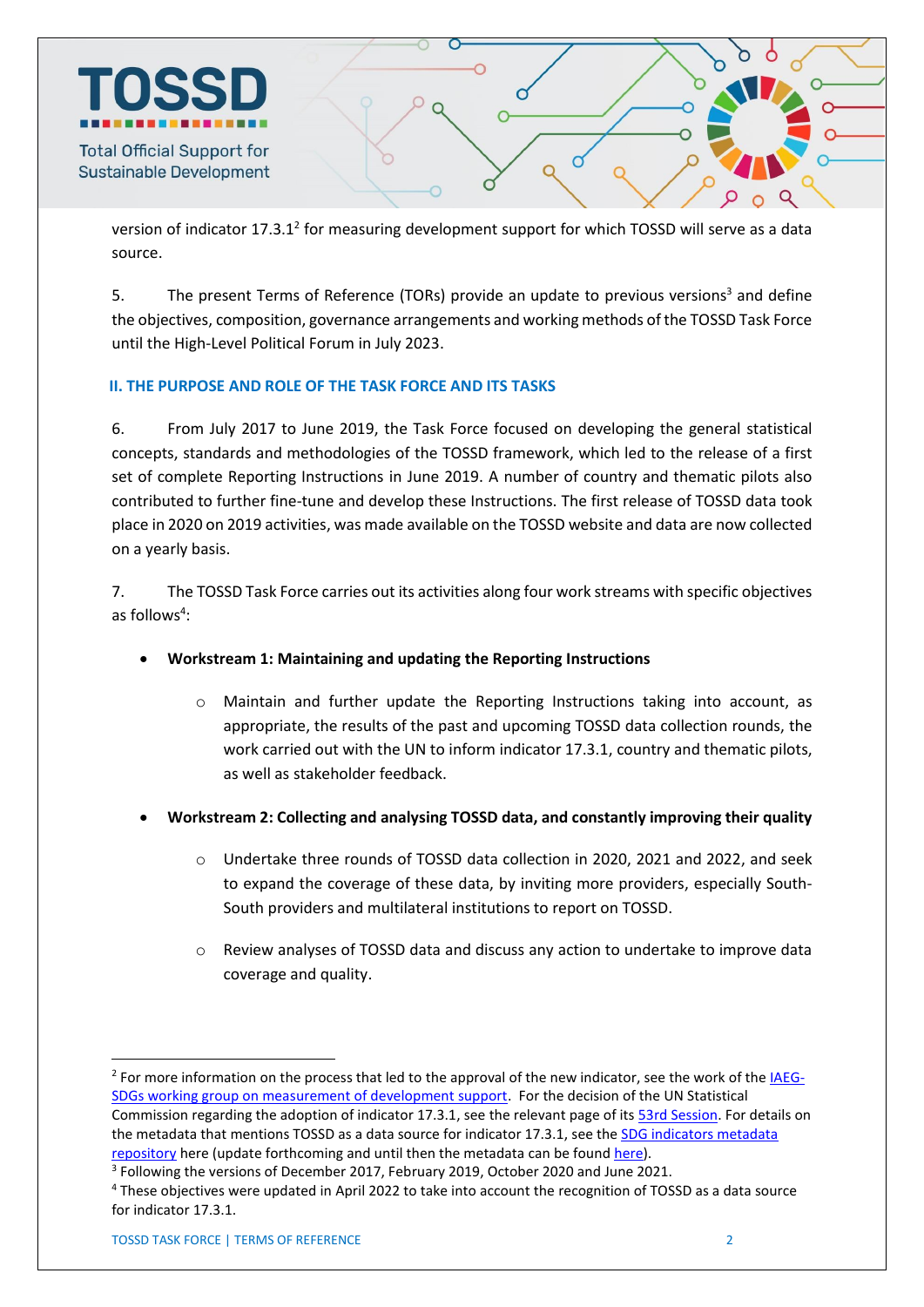version of indicator 17.3.1[2] for measuring development support for which TOSSD will serve as a data source.

5. The present Terms of Reference (TORs) provide an update to previous versions[3] and define the objectives, composition, governance arrangements and working methods of the TOSSD Task Force until the High-Level Political Forum in July 2023.

## II. THE PURPOSE AND ROLE OF THE TASK FORCE AND ITS TASKS

6. From July 2017 to June 2019, the Task Force focused on developing the general statistical concepts, standards and methodologies of the TOSSD framework, which led to the release of a first set of complete Reporting Instructions in June 2019. A number of country and thematic pilots also contributed to further fine-tune and develop these Instructions. The first release of TOSSD data took place in 2020 on 2019 activities, was made available on the TOSSD website and data are now collected on a yearly basis.

7. The TOSSD Task Force carries out its activities along four work streams with specific objectives as follows[4]:

- **Workstream 1: Maintaining and updating the Reporting Instructions**
  - Maintain and further update the Reporting Instructions taking into account, as appropriate, the results of the past and upcoming TOSSD data collection rounds, the work carried out with the UN to inform indicator 17.3.1, country and thematic pilots, as well as stakeholder feedback.

- **Workstream 2: Collecting and analysing TOSSD data, and constantly improving their quality**
  - Undertake three rounds of TOSSD data collection in 2020, 2021 and 2022, and seek to expand the coverage of these data, by inviting more providers, especially South-South providers and multilateral institutions to report on TOSSD.
  - Review analyses of TOSSD data and discuss any action to undertake to improve data coverage and quality.

---

[2] For more information on the process that led to the approval of the new indicator, see the work of the IAEG-SDGs working group on measurement of development support. For the decision of the UN Statistical Commission regarding the adoption of indicator 17.3.1, see the relevant page of its 53rd Session. For details on the metadata that mentions TOSSD as a data source for indicator 17.3.1, see the SDG indicators metadata repository here (update forthcoming and until then the metadata can be found here).

[3] Following the versions of December 2017, February 2019, October 2020 and June 2021.

[4] These objectives were updated in April 2022 to take into account the recognition of TOSSD as a data source for indicator 17.3.1.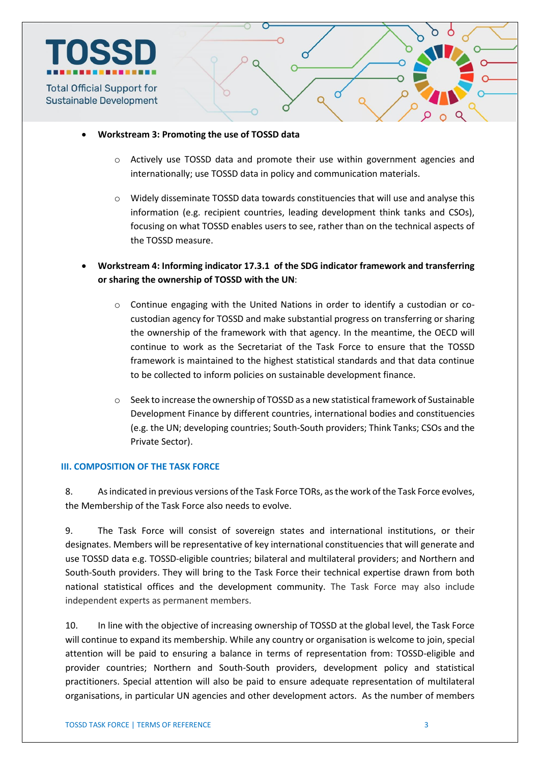- **Workstream 3: Promoting the use of TOSSD data**

    - Actively use TOSSD data and promote their use within government agencies and internationally; use TOSSD data in policy and communication materials.

    - Widely disseminate TOSSD data towards constituencies that will use and analyse this information (e.g. recipient countries, leading development think tanks and CSOs), focusing on what TOSSD enables users to see, rather than on the technical aspects of the TOSSD measure.

- **Workstream 4: Informing indicator 17.3.1 of the SDG indicator framework and transferring or sharing the ownership of TOSSD with the UN**:

    - Continue engaging with the United Nations in order to identify a custodian or co-custodian agency for TOSSD and make substantial progress on transferring or sharing the ownership of the framework with that agency. In the meantime, the OECD will continue to work as the Secretariat of the Task Force to ensure that the TOSSD framework is maintained to the highest statistical standards and that data continue to be collected to inform policies on sustainable development finance.

    - Seek to increase the ownership of TOSSD as a new statistical framework of Sustainable Development Finance by different countries, international bodies and constituencies (e.g. the UN; developing countries; South-South providers; Think Tanks; CSOs and the Private Sector).

## III. COMPOSITION OF THE TASK FORCE

8. As indicated in previous versions of the Task Force TORs, as the work of the Task Force evolves, the Membership of the Task Force also needs to evolve.

9. The Task Force will consist of sovereign states and international institutions, or their designates. Members will be representative of key international constituencies that will generate and use TOSSD data e.g. TOSSD-eligible countries; bilateral and multilateral providers; and Northern and South-South providers. They will bring to the Task Force their technical expertise drawn from both national statistical offices and the development community. The Task Force may also include independent experts as permanent members.

10. In line with the objective of increasing ownership of TOSSD at the global level, the Task Force will continue to expand its membership. While any country or organisation is welcome to join, special attention will be paid to ensuring a balance in terms of representation from: TOSSD-eligible and provider countries; Northern and South-South providers, development policy and statistical practitioners. Special attention will also be paid to ensure adequate representation of multilateral organisations, in particular UN agencies and other development actors. As the number of members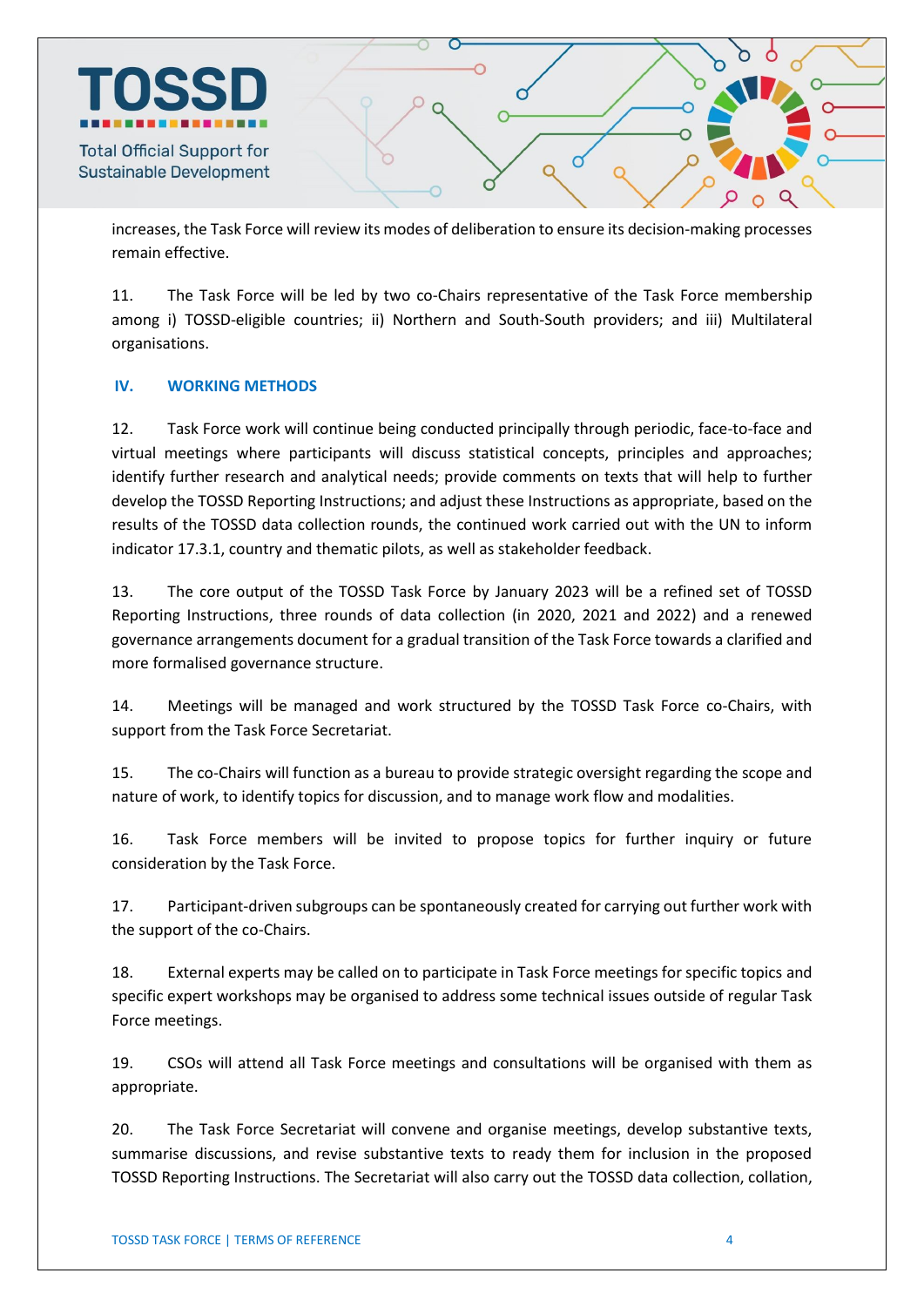increases, the Task Force will review its modes of deliberation to ensure its decision-making processes remain effective.

11. The Task Force will be led by two co-Chairs representative of the Task Force membership among i) TOSSD-eligible countries; ii) Northern and South-South providers; and iii) Multilateral organisations.

## IV. WORKING METHODS

12. Task Force work will continue being conducted principally through periodic, face-to-face and virtual meetings where participants will discuss statistical concepts, principles and approaches; identify further research and analytical needs; provide comments on texts that will help to further develop the TOSSD Reporting Instructions; and adjust these Instructions as appropriate, based on the results of the TOSSD data collection rounds, the continued work carried out with the UN to inform indicator 17.3.1, country and thematic pilots, as well as stakeholder feedback.

13. The core output of the TOSSD Task Force by January 2023 will be a refined set of TOSSD Reporting Instructions, three rounds of data collection (in 2020, 2021 and 2022) and a renewed governance arrangements document for a gradual transition of the Task Force towards a clarified and more formalised governance structure.

14. Meetings will be managed and work structured by the TOSSD Task Force co-Chairs, with support from the Task Force Secretariat.

15. The co-Chairs will function as a bureau to provide strategic oversight regarding the scope and nature of work, to identify topics for discussion, and to manage work flow and modalities.

16. Task Force members will be invited to propose topics for further inquiry or future consideration by the Task Force.

17. Participant-driven subgroups can be spontaneously created for carrying out further work with the support of the co-Chairs.

18. External experts may be called on to participate in Task Force meetings for specific topics and specific expert workshops may be organised to address some technical issues outside of regular Task Force meetings.

19. CSOs will attend all Task Force meetings and consultations will be organised with them as appropriate.

20. The Task Force Secretariat will convene and organise meetings, develop substantive texts, summarise discussions, and revise substantive texts to ready them for inclusion in the proposed TOSSD Reporting Instructions. The Secretariat will also carry out the TOSSD data collection, collation,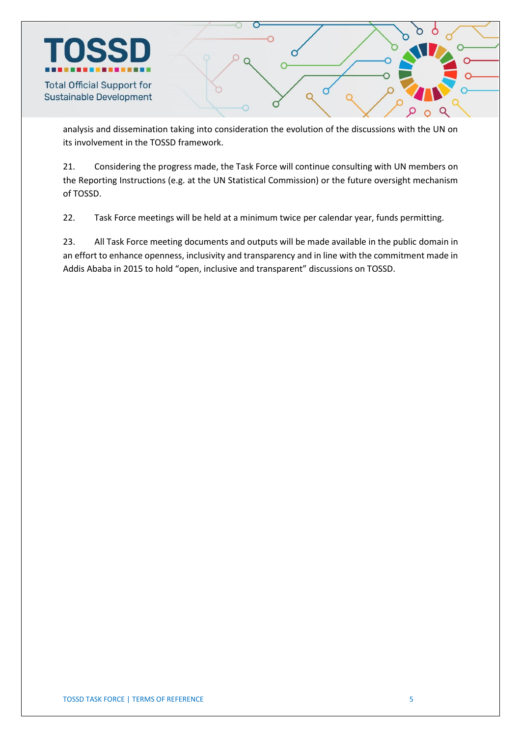analysis and dissemination taking into consideration the evolution of the discussions with the UN on its involvement in the TOSSD framework.

21. Considering the progress made, the Task Force will continue consulting with UN members on the Reporting Instructions (e.g. at the UN Statistical Commission) or the future oversight mechanism of TOSSD.

22. Task Force meetings will be held at a minimum twice per calendar year, funds permitting.

23. All Task Force meeting documents and outputs will be made available in the public domain in an effort to enhance openness, inclusivity and transparency and in line with the commitment made in Addis Ababa in 2015 to hold "open, inclusive and transparent" discussions on TOSSD.